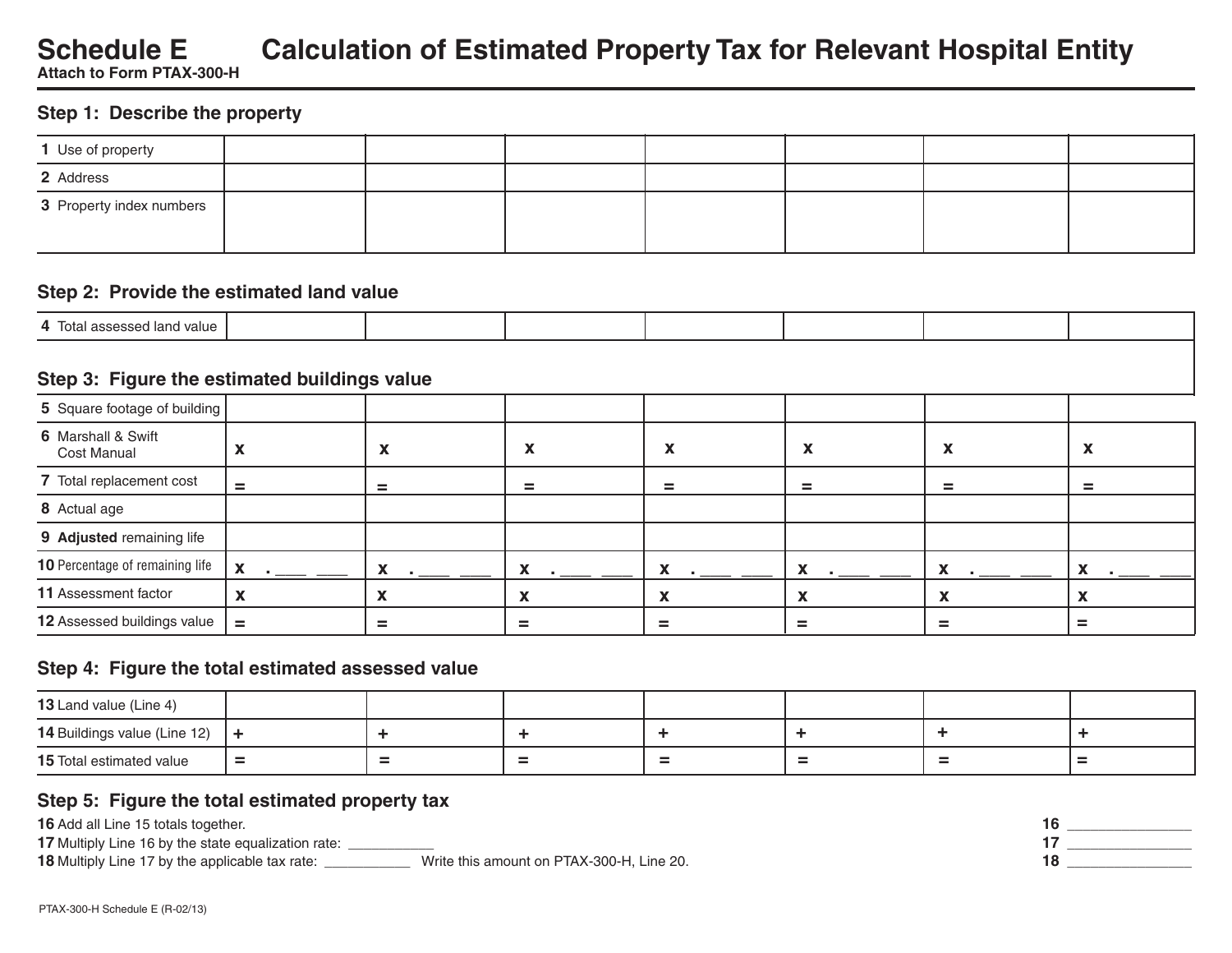# Schedule E Calculation of Estimated Property Tax for Relevant Hospital Entity

**Attach to Form PTAX-300-H**

## Step 1: Describe the property

| | | | | | | | |
|---|---|---|---|---|---|---|---|
| **1** Use of property | | | | | | | |
| **2** Address | | | | | | | |
| **3** Property index numbers | | | | | | | |

## Step 2: Provide the estimated land value

| | | | | | | | |
|---|---|---|---|---|---|---|---|
| **4** Total assessed land value | | | | | | | |

## Step 3: Figure the estimated buildings value

| | | | | | | | |
|---|---|---|---|---|---|---|---|
| **5** Square footage of building | | | | | | | |
| **6** Marshall & Swift Cost Manual | **x** | **x** | **x** | **x** | **x** | **x** | **x** |
| **7** Total replacement cost | **=** | **=** | **=** | **=** | **=** | **=** | **=** |
| **8** Actual age | | | | | | | |
| **9** **Adjusted** remaining life | | | | | | | |
| **10** Percentage of remaining life | **x** . ___ ___ | **x** . ___ ___ | **x** . ___ ___ | **x** . ___ ___ | **x** . ___ ___ | **x** . ___ ___ | **x** . ___ ___ |
| **11** Assessment factor | **x** | **x** | **x** | **x** | **x** | **x** | **x** |
| **12** Assessed buildings value | **=** | **=** | **=** | **=** | **=** | **=** | **=** |

## Step 4: Figure the total estimated assessed value

| | | | | | | | |
|---|---|---|---|---|---|---|---|
| **13** Land value (Line 4) | | | | | | | |
| **14** Buildings value (Line 12) | **+** | **+** | **+** | **+** | **+** | **+** | **+** |
| **15** Total estimated value | **=** | **=** | **=** | **=** | **=** | **=** | **=** |

## Step 5: Figure the total estimated property tax

**16** Add all Line 15 totals together. **16** _______________

**17** Multiply Line 16 by the state equalization rate: ___________ **17** _______________

**18** Multiply Line 17 by the applicable tax rate: ___________ Write this amount on PTAX-300-H, Line 20. **18** _______________

PTAX-300-H Schedule E (R-02/13)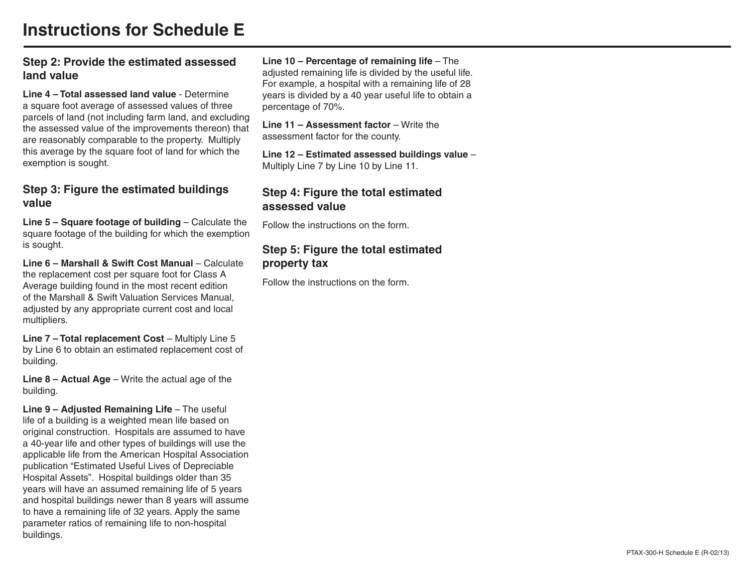# Instructions for Schedule E

## Step 2: Provide the estimated assessed land value

**Line 4 – Total assessed land value** - Determine a square foot average of assessed values of three parcels of land (not including farm land, and excluding the assessed value of the improvements thereon) that are reasonably comparable to the property. Multiply this average by the square foot of land for which the exemption is sought.

## Step 3: Figure the estimated buildings value

**Line 5 – Square footage of building** – Calculate the square footage of the building for which the exemption is sought.

**Line 6 – Marshall & Swift Cost Manual** – Calculate the replacement cost per square foot for Class A Average building found in the most recent edition of the Marshall & Swift Valuation Services Manual, adjusted by any appropriate current cost and local multipliers.

**Line 7 – Total replacement Cost** – Multiply Line 5 by Line 6 to obtain an estimated replacement cost of building.

**Line 8 – Actual Age** – Write the actual age of the building.

**Line 9 – Adjusted Remaining Life** – The useful life of a building is a weighted mean life based on original construction. Hospitals are assumed to have a 40-year life and other types of buildings will use the applicable life from the American Hospital Association publication "Estimated Useful Lives of Depreciable Hospital Assets". Hospital buildings older than 35 years will have an assumed remaining life of 5 years and hospital buildings newer than 8 years will assume to have a remaining life of 32 years. Apply the same parameter ratios of remaining life to non-hospital buildings.

**Line 10 – Percentage of remaining life** – The adjusted remaining life is divided by the useful life. For example, a hospital with a remaining life of 28 years is divided by a 40 year useful life to obtain a percentage of 70%.

**Line 11 – Assessment factor** – Write the assessment factor for the county.

**Line 12 – Estimated assessed buildings value** – Multiply Line 7 by Line 10 by Line 11.

## Step 4: Figure the total estimated assessed value

Follow the instructions on the form.

## Step 5: Figure the total estimated property tax

Follow the instructions on the form.

PTAX-300-H Schedule E (R-02/13)